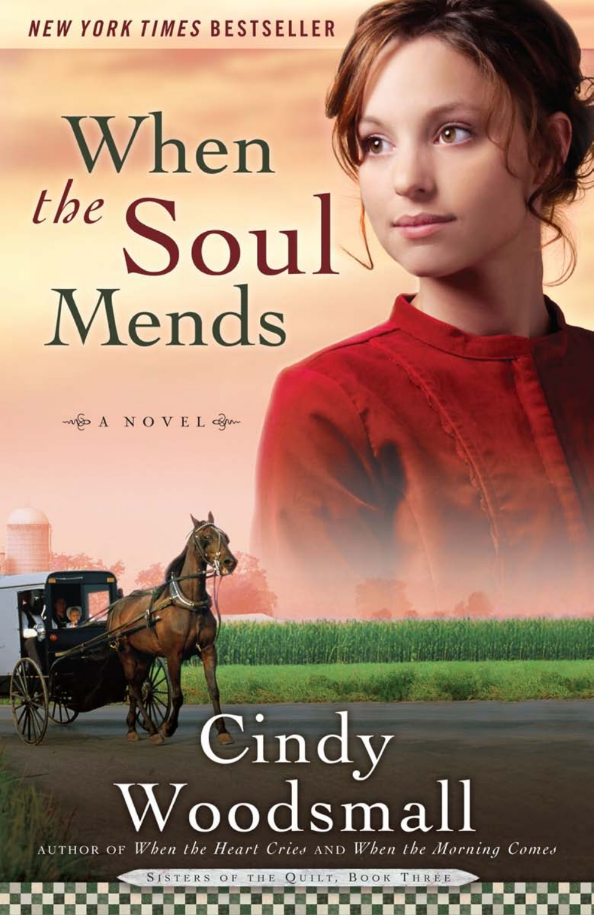**NEW YORK TIMES BESTSELLER**

# When *the* Soul Mends

A NOVEL

## Cindy Woodsmall

AUTHOR OF *When the Heart Cries* AND *When the Morning Comes*

SISTERS OF THE QUILT, BOOK THREE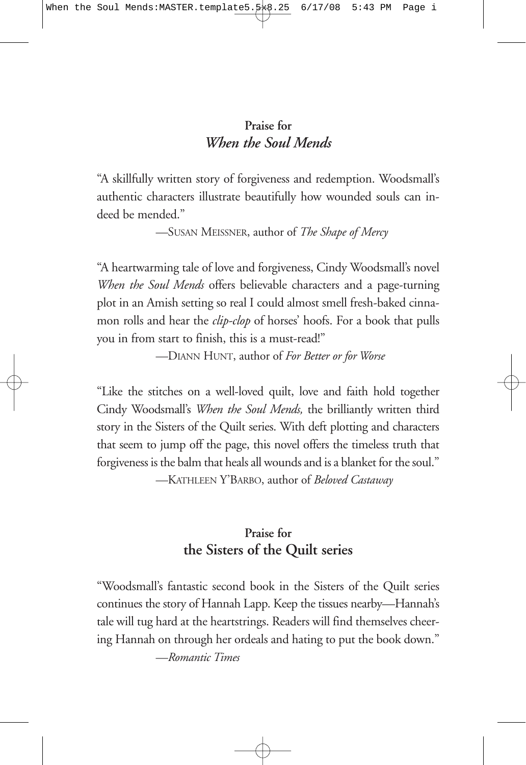## Praise for *When the Soul Mends*

"A skillfully written story of forgiveness and redemption. Woodsmall's authentic characters illustrate beautifully how wounded souls can indeed be mended."

—SUSAN MEISSNER, author of *The Shape of Mercy*

"A heartwarming tale of love and forgiveness, Cindy Woodsmall's novel *When the Soul Mends* offers believable characters and a page-turning plot in an Amish setting so real I could almost smell fresh-baked cinnamon rolls and hear the *clip-clop* of horses' hoofs. For a book that pulls you in from start to finish, this is a must-read!"

—DIANN HUNT, author of *For Better or for Worse*

"Like the stitches on a well-loved quilt, love and faith hold together Cindy Woodsmall's *When the Soul Mends,* the brilliantly written third story in the Sisters of the Quilt series. With deft plotting and characters that seem to jump off the page, this novel offers the timeless truth that forgiveness is the balm that heals all wounds and is a blanket for the soul."

—KATHLEEN Y'BARBO, author of *Beloved Castaway*

## Praise for the Sisters of the Quilt series

"Woodsmall's fantastic second book in the Sisters of the Quilt series continues the story of Hannah Lapp. Keep the tissues nearby—Hannah's tale will tug hard at the heartstrings. Readers will find themselves cheering Hannah on through her ordeals and hating to put the book down."

—*Romantic Times*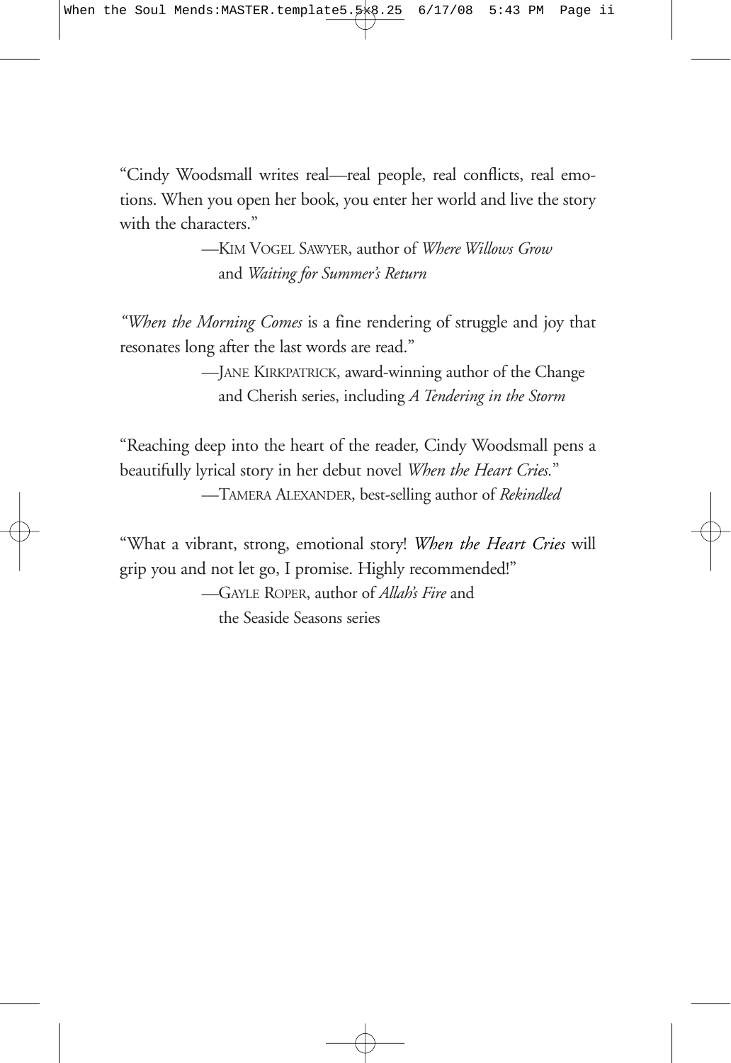"Cindy Woodsmall writes real—real people, real conflicts, real emotions. When you open her book, you enter her world and live the story with the characters."

—KIM VOGEL SAWYER, author of *Where Willows Grow* and *Waiting for Summer's Return*

*"When the Morning Comes* is a fine rendering of struggle and joy that resonates long after the last words are read."

—JANE KIRKPATRICK, award-winning author of the Change and Cherish series, including *A Tendering in the Storm*

"Reaching deep into the heart of the reader, Cindy Woodsmall pens a beautifully lyrical story in her debut novel *When the Heart Cries.*"

—TAMERA ALEXANDER, best-selling author of *Rekindled*

"What a vibrant, strong, emotional story! *When the Heart Cries* will grip you and not let go, I promise. Highly recommended!"

—GAYLE ROPER, author of *Allah's Fire* and the Seaside Seasons series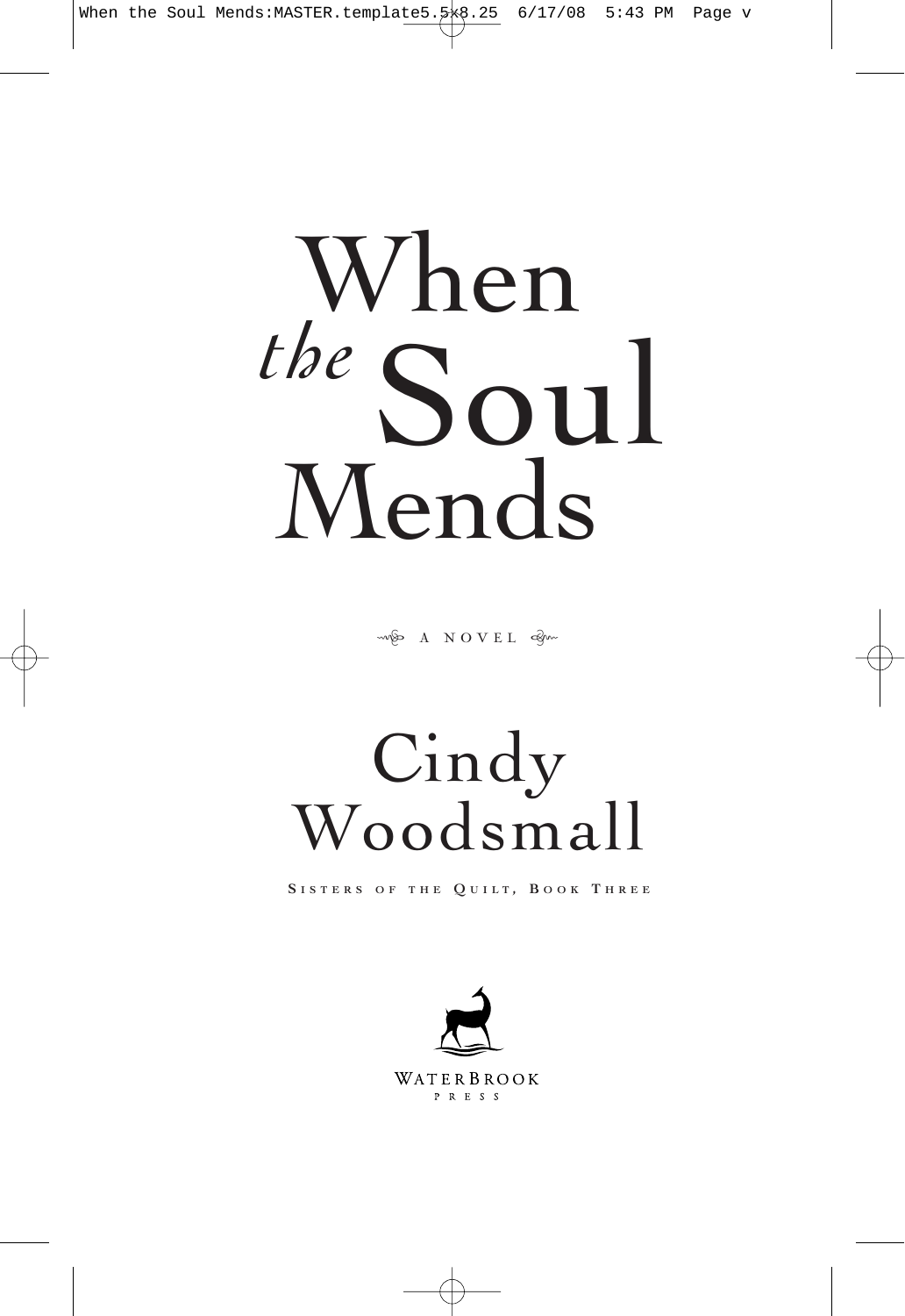# When *the* Soul Mends

A NOVEL

## Cindy Woodsmall

SISTERS OF THE QUILT, BOOK THREE

WATERBROOK PRESS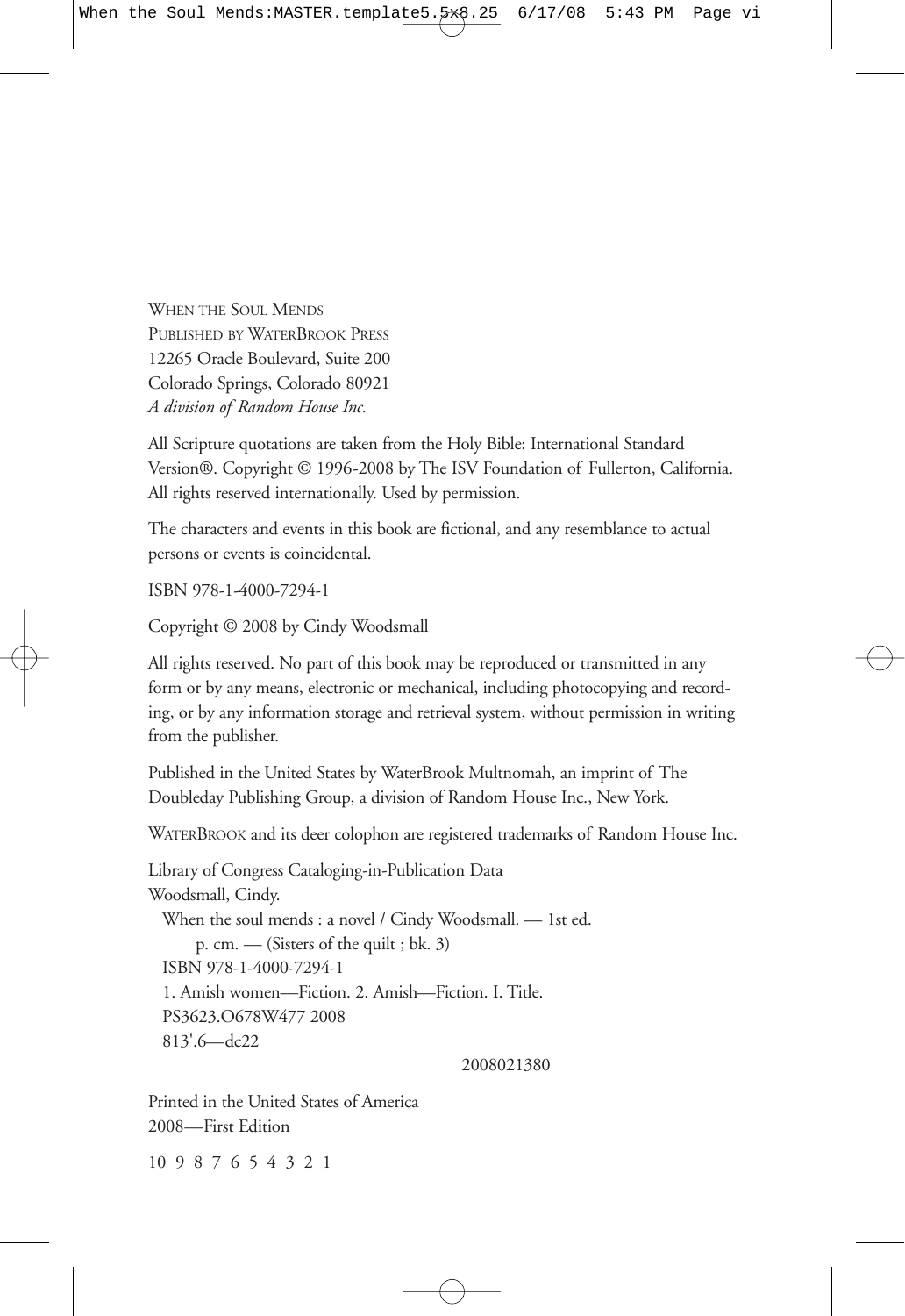WHEN THE SOUL MENDS  
PUBLISHED BY WATERBROOK PRESS  
12265 Oracle Boulevard, Suite 200  
Colorado Springs, Colorado 80921  
*A division of Random House Inc.*

All Scripture quotations are taken from the Holy Bible: International Standard Version®. Copyright © 1996-2008 by The ISV Foundation of Fullerton, California. All rights reserved internationally. Used by permission.

The characters and events in this book are fictional, and any resemblance to actual persons or events is coincidental.

ISBN 978-1-4000-7294-1

Copyright © 2008 by Cindy Woodsmall

All rights reserved. No part of this book may be reproduced or transmitted in any form or by any means, electronic or mechanical, including photocopying and recording, or by any information storage and retrieval system, without permission in writing from the publisher.

Published in the United States by WaterBrook Multnomah, an imprint of The Doubleday Publishing Group, a division of Random House Inc., New York.

WATERBROOK and its deer colophon are registered trademarks of Random House Inc.

Library of Congress Cataloging-in-Publication Data  
Woodsmall, Cindy.  
When the soul mends : a novel / Cindy Woodsmall. — 1st ed.  
p. cm. — (Sisters of the quilt ; bk. 3)  
ISBN 978-1-4000-7294-1  
1. Amish women—Fiction. 2. Amish—Fiction. I. Title.  
PS3623.O678W477 2008  
813'.6—dc22

2008021380

Printed in the United States of America  
2008—First Edition

10 9 8 7 6 5 4 3 2 1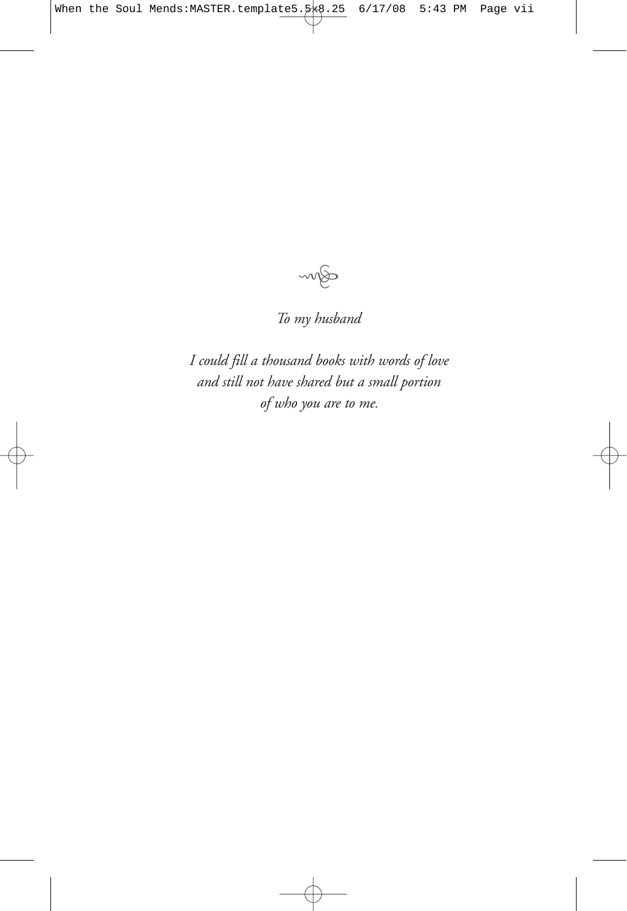*To my husband*

*I could fill a thousand books with words of love and still not have shared but a small portion of who you are to me.*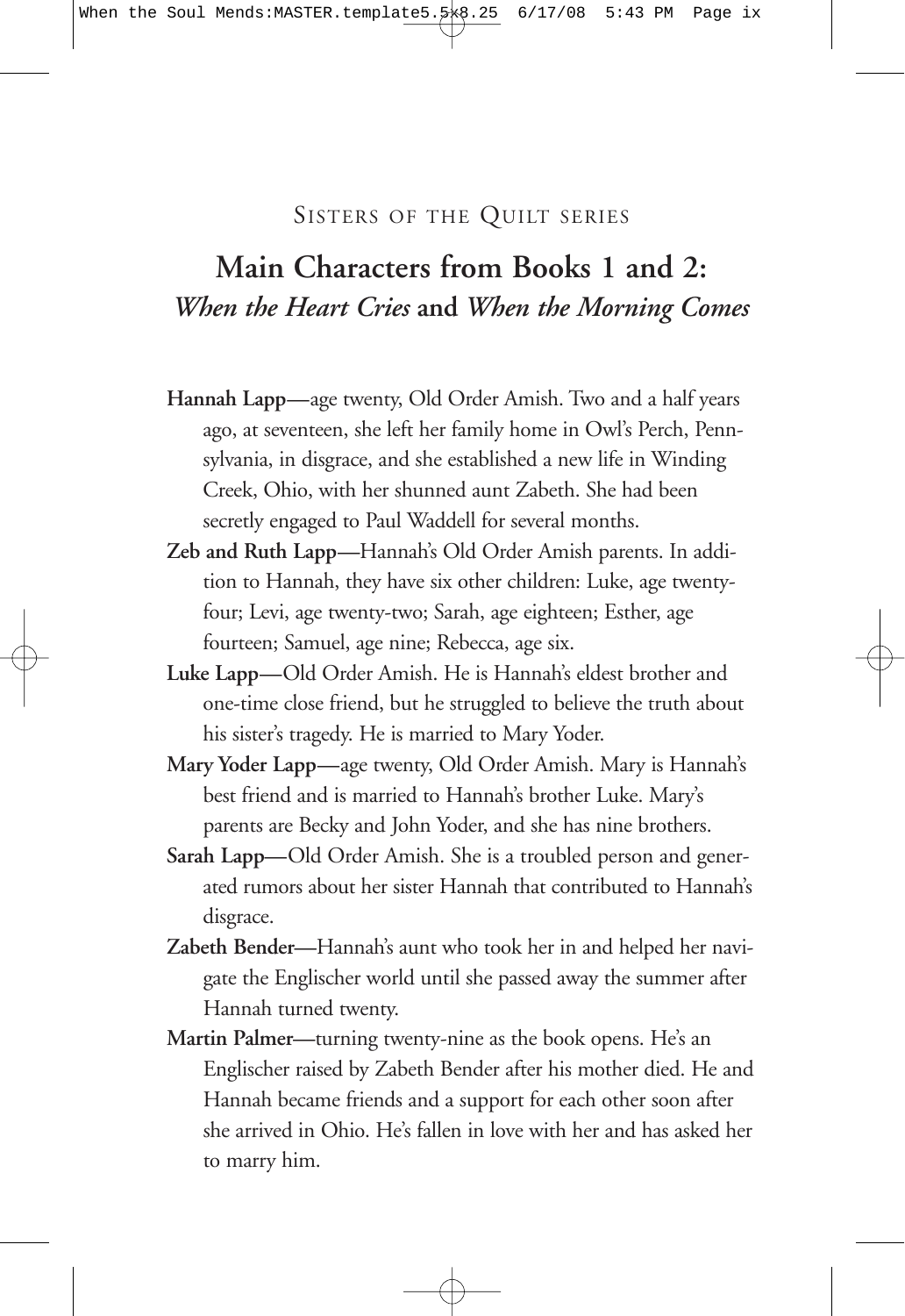SISTERS OF THE QUILT SERIES

# Main Characters from Books 1 and 2: *When the Heart Cries* and *When the Morning Comes*

**Hannah Lapp—**age twenty, Old Order Amish. Two and a half years ago, at seventeen, she left her family home in Owl's Perch, Pennsylvania, in disgrace, and she established a new life in Winding Creek, Ohio, with her shunned aunt Zabeth. She had been secretly engaged to Paul Waddell for several months.

**Zeb and Ruth Lapp—**Hannah's Old Order Amish parents. In addition to Hannah, they have six other children: Luke, age twenty-four; Levi, age twenty-two; Sarah, age eighteen; Esther, age fourteen; Samuel, age nine; Rebecca, age six.

**Luke Lapp—**Old Order Amish. He is Hannah's eldest brother and one-time close friend, but he struggled to believe the truth about his sister's tragedy. He is married to Mary Yoder.

**Mary Yoder Lapp—**age twenty, Old Order Amish. Mary is Hannah's best friend and is married to Hannah's brother Luke. Mary's parents are Becky and John Yoder, and she has nine brothers.

**Sarah Lapp—**Old Order Amish. She is a troubled person and generated rumors about her sister Hannah that contributed to Hannah's disgrace.

**Zabeth Bender—**Hannah's aunt who took her in and helped her navigate the Englischer world until she passed away the summer after Hannah turned twenty.

**Martin Palmer—**turning twenty-nine as the book opens. He's an Englischer raised by Zabeth Bender after his mother died. He and Hannah became friends and a support for each other soon after she arrived in Ohio. He's fallen in love with her and has asked her to marry him.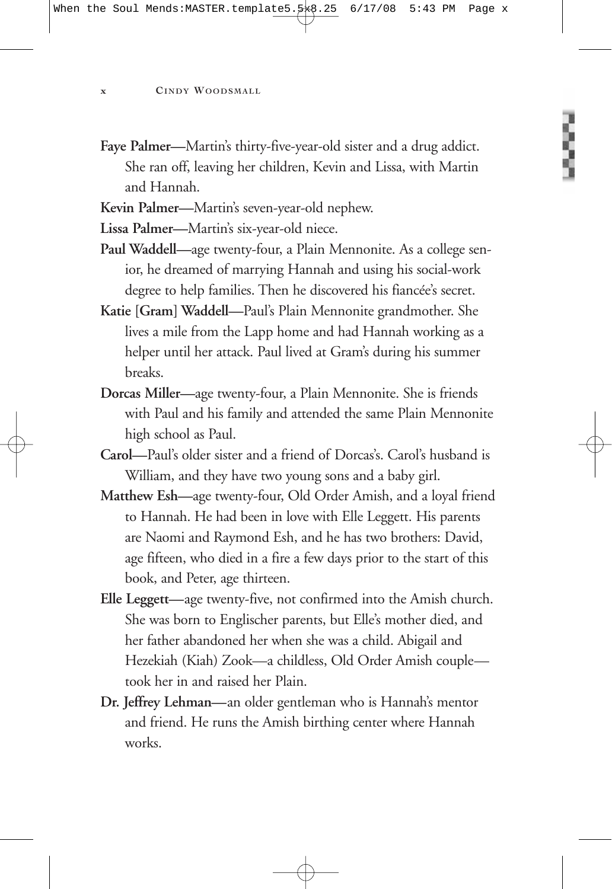**Faye Palmer**—Martin's thirty-five-year-old sister and a drug addict. She ran off, leaving her children, Kevin and Lissa, with Martin and Hannah.

**Kevin Palmer**—Martin's seven-year-old nephew.

**Lissa Palmer**—Martin's six-year-old niece.

**Paul Waddell**—age twenty-four, a Plain Mennonite. As a college senior, he dreamed of marrying Hannah and using his social-work degree to help families. Then he discovered his fiancée's secret.

**Katie [Gram] Waddell**—Paul's Plain Mennonite grandmother. She lives a mile from the Lapp home and had Hannah working as a helper until her attack. Paul lived at Gram's during his summer breaks.

**Dorcas Miller**—age twenty-four, a Plain Mennonite. She is friends with Paul and his family and attended the same Plain Mennonite high school as Paul.

**Carol**—Paul's older sister and a friend of Dorcas's. Carol's husband is William, and they have two young sons and a baby girl.

**Matthew Esh**—age twenty-four, Old Order Amish, and a loyal friend to Hannah. He had been in love with Elle Leggett. His parents are Naomi and Raymond Esh, and he has two brothers: David, age fifteen, who died in a fire a few days prior to the start of this book, and Peter, age thirteen.

**Elle Leggett**—age twenty-five, not confirmed into the Amish church. She was born to Englischer parents, but Elle's mother died, and her father abandoned her when she was a child. Abigail and Hezekiah (Kiah) Zook—a childless, Old Order Amish couple—took her in and raised her Plain.

**Dr. Jeffrey Lehman**—an older gentleman who is Hannah's mentor and friend. He runs the Amish birthing center where Hannah works.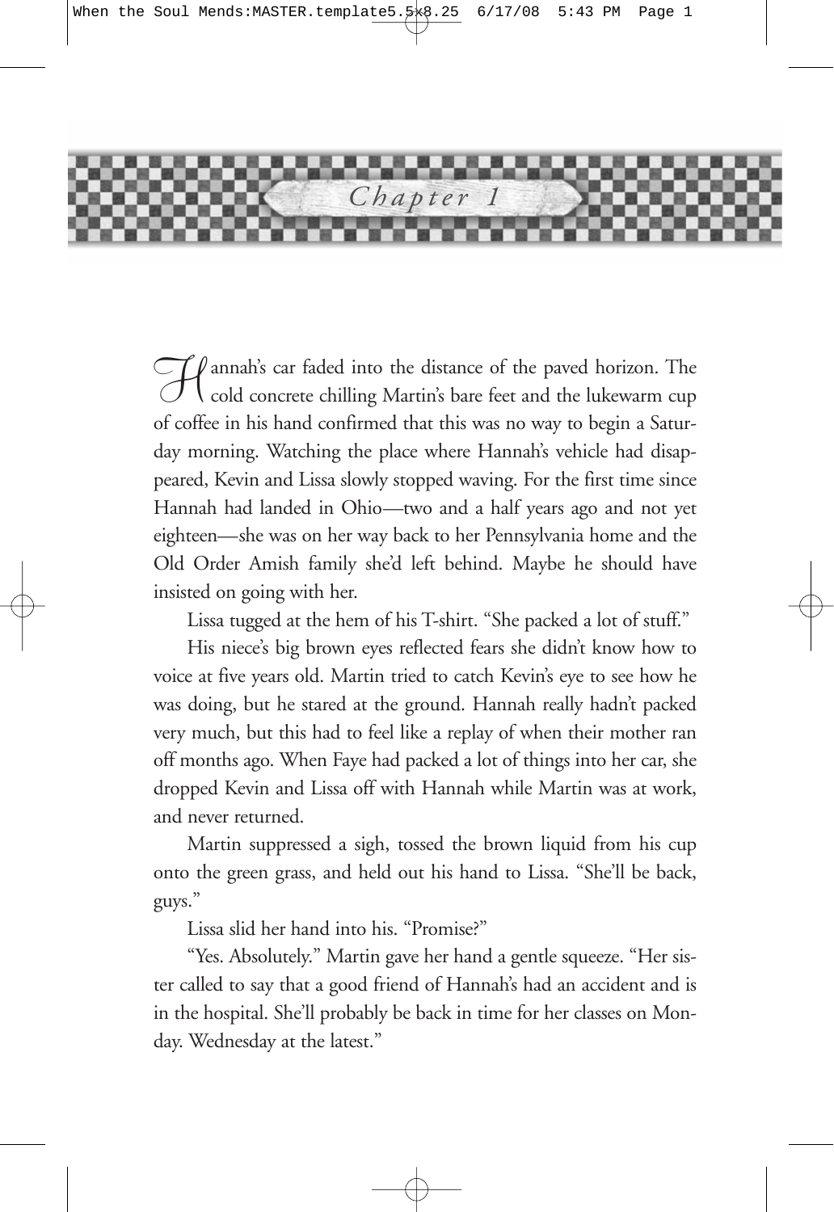# Chapter 1

Hannah's car faded into the distance of the paved horizon. The cold concrete chilling Martin's bare feet and the lukewarm cup of coffee in his hand confirmed that this was no way to begin a Saturday morning. Watching the place where Hannah's vehicle had disappeared, Kevin and Lissa slowly stopped waving. For the first time since Hannah had landed in Ohio—two and a half years ago and not yet eighteen—she was on her way back to her Pennsylvania home and the Old Order Amish family she'd left behind. Maybe he should have insisted on going with her.

Lissa tugged at the hem of his T-shirt. "She packed a lot of stuff."

His niece's big brown eyes reflected fears she didn't know how to voice at five years old. Martin tried to catch Kevin's eye to see how he was doing, but he stared at the ground. Hannah really hadn't packed very much, but this had to feel like a replay of when their mother ran off months ago. When Faye had packed a lot of things into her car, she dropped Kevin and Lissa off with Hannah while Martin was at work, and never returned.

Martin suppressed a sigh, tossed the brown liquid from his cup onto the green grass, and held out his hand to Lissa. "She'll be back, guys."

Lissa slid her hand into his. "Promise?"

"Yes. Absolutely." Martin gave her hand a gentle squeeze. "Her sister called to say that a good friend of Hannah's had an accident and is in the hospital. She'll probably be back in time for her classes on Monday. Wednesday at the latest."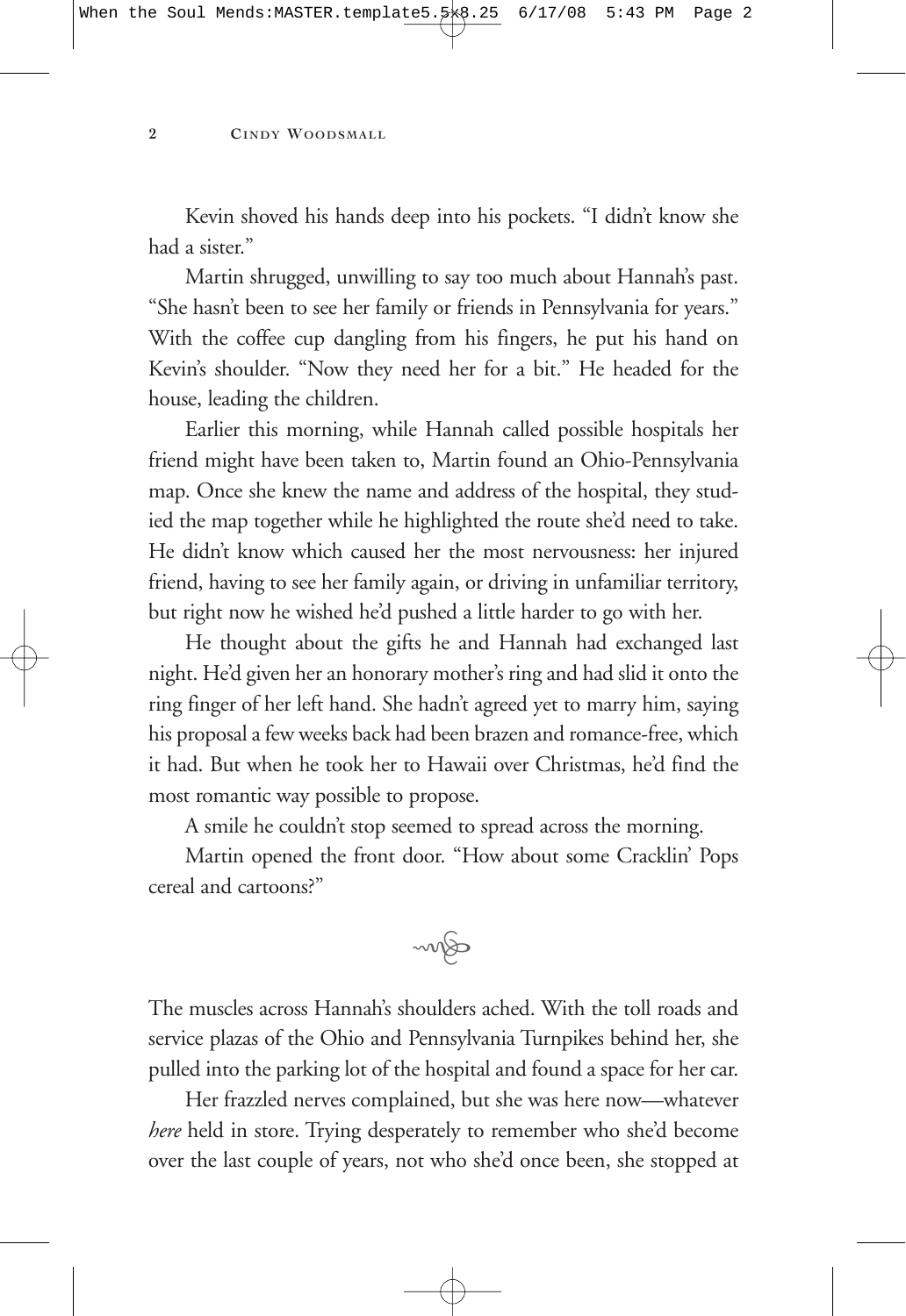Kevin shoved his hands deep into his pockets. "I didn't know she had a sister."

Martin shrugged, unwilling to say too much about Hannah's past. "She hasn't been to see her family or friends in Pennsylvania for years." With the coffee cup dangling from his fingers, he put his hand on Kevin's shoulder. "Now they need her for a bit." He headed for the house, leading the children.

Earlier this morning, while Hannah called possible hospitals her friend might have been taken to, Martin found an Ohio-Pennsylvania map. Once she knew the name and address of the hospital, they studied the map together while he highlighted the route she'd need to take. He didn't know which caused her the most nervousness: her injured friend, having to see her family again, or driving in unfamiliar territory, but right now he wished he'd pushed a little harder to go with her.

He thought about the gifts he and Hannah had exchanged last night. He'd given her an honorary mother's ring and had slid it onto the ring finger of her left hand. She hadn't agreed yet to marry him, saying his proposal a few weeks back had been brazen and romance-free, which it had. But when he took her to Hawaii over Christmas, he'd find the most romantic way possible to propose.

A smile he couldn't stop seemed to spread across the morning.

Martin opened the front door. "How about some Cracklin' Pops cereal and cartoons?"

---

The muscles across Hannah's shoulders ached. With the toll roads and service plazas of the Ohio and Pennsylvania Turnpikes behind her, she pulled into the parking lot of the hospital and found a space for her car.

Her frazzled nerves complained, but she was here now—whatever *here* held in store. Trying desperately to remember who she'd become over the last couple of years, not who she'd once been, she stopped at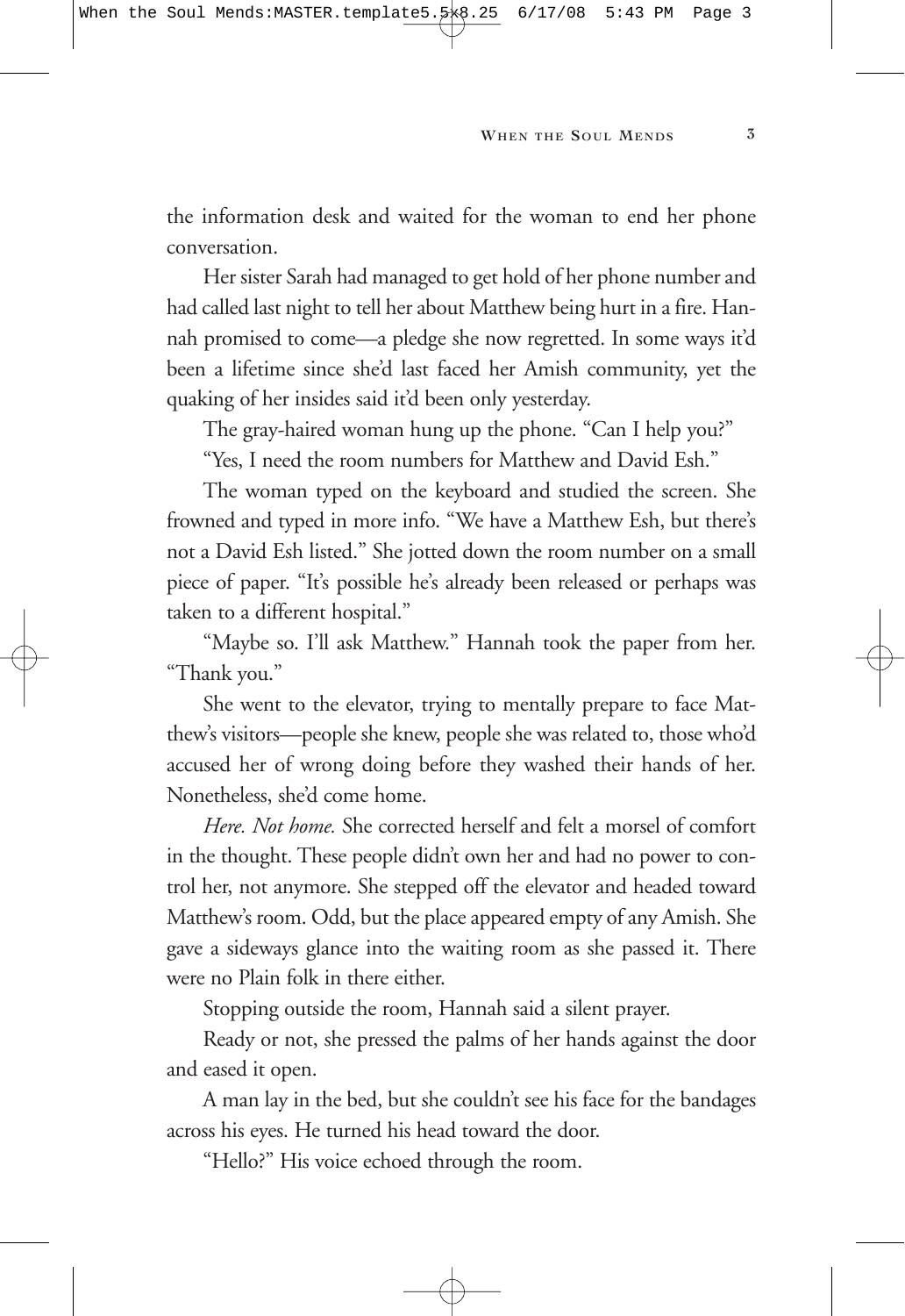the information desk and waited for the woman to end her phone conversation.

Her sister Sarah had managed to get hold of her phone number and had called last night to tell her about Matthew being hurt in a fire. Hannah promised to come—a pledge she now regretted. In some ways it'd been a lifetime since she'd last faced her Amish community, yet the quaking of her insides said it'd been only yesterday.

The gray-haired woman hung up the phone. "Can I help you?"

"Yes, I need the room numbers for Matthew and David Esh."

The woman typed on the keyboard and studied the screen. She frowned and typed in more info. "We have a Matthew Esh, but there's not a David Esh listed." She jotted down the room number on a small piece of paper. "It's possible he's already been released or perhaps was taken to a different hospital."

"Maybe so. I'll ask Matthew." Hannah took the paper from her. "Thank you."

She went to the elevator, trying to mentally prepare to face Matthew's visitors—people she knew, people she was related to, those who'd accused her of wrong doing before they washed their hands of her. Nonetheless, she'd come home.

*Here. Not home.* She corrected herself and felt a morsel of comfort in the thought. These people didn't own her and had no power to control her, not anymore. She stepped off the elevator and headed toward Matthew's room. Odd, but the place appeared empty of any Amish. She gave a sideways glance into the waiting room as she passed it. There were no Plain folk in there either.

Stopping outside the room, Hannah said a silent prayer.

Ready or not, she pressed the palms of her hands against the door and eased it open.

A man lay in the bed, but she couldn't see his face for the bandages across his eyes. He turned his head toward the door.

"Hello?" His voice echoed through the room.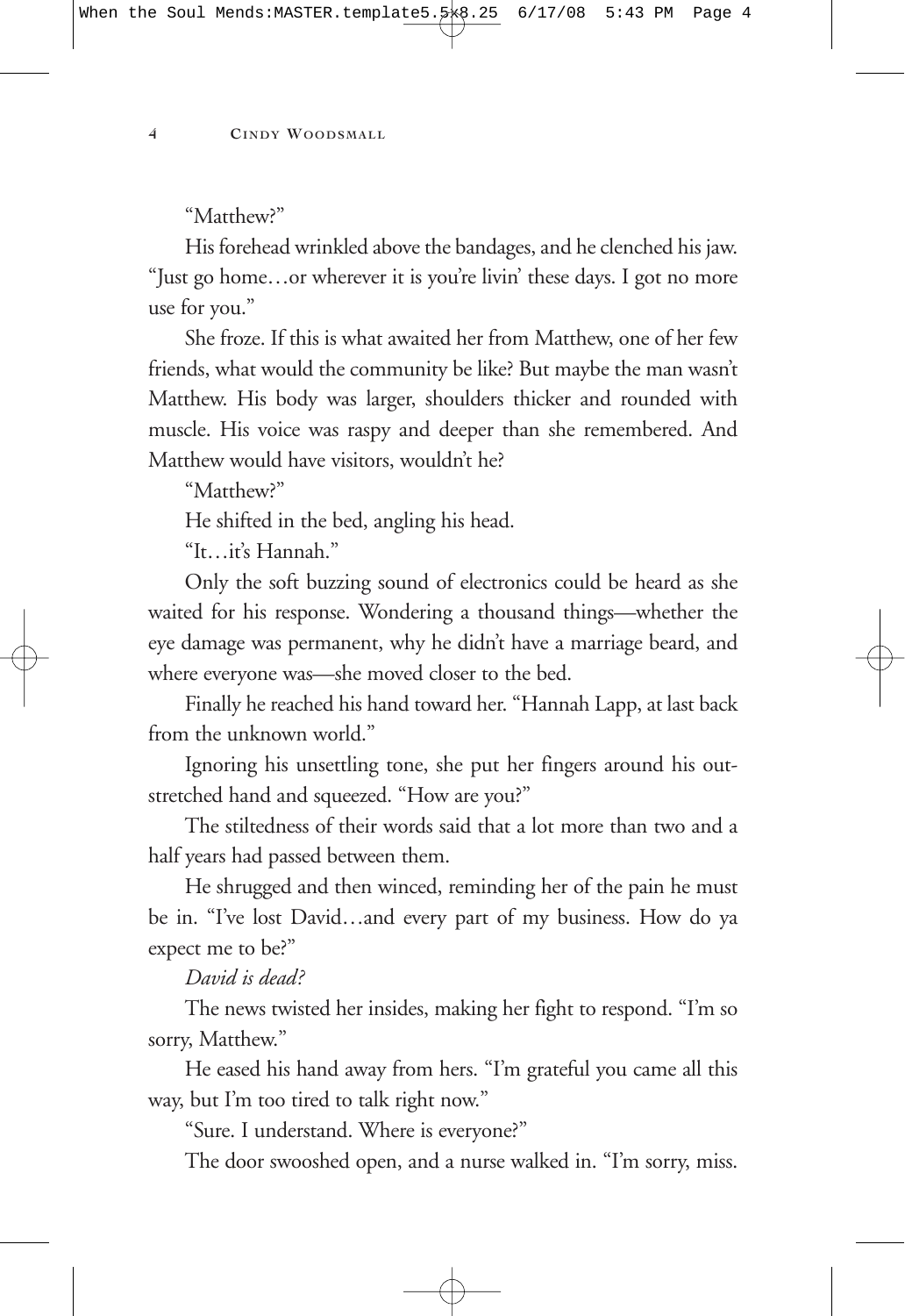"Matthew?"

His forehead wrinkled above the bandages, and he clenched his jaw. "Just go home…or wherever it is you're livin' these days. I got no more use for you."

She froze. If this is what awaited her from Matthew, one of her few friends, what would the community be like? But maybe the man wasn't Matthew. His body was larger, shoulders thicker and rounded with muscle. His voice was raspy and deeper than she remembered. And Matthew would have visitors, wouldn't he?

"Matthew?"

He shifted in the bed, angling his head.

"It…it's Hannah."

Only the soft buzzing sound of electronics could be heard as she waited for his response. Wondering a thousand things—whether the eye damage was permanent, why he didn't have a marriage beard, and where everyone was—she moved closer to the bed.

Finally he reached his hand toward her. "Hannah Lapp, at last back from the unknown world."

Ignoring his unsettling tone, she put her fingers around his outstretched hand and squeezed. "How are you?"

The stiltedness of their words said that a lot more than two and a half years had passed between them.

He shrugged and then winced, reminding her of the pain he must be in. "I've lost David…and every part of my business. How do ya expect me to be?"

*David is dead?*

The news twisted her insides, making her fight to respond. "I'm so sorry, Matthew."

He eased his hand away from hers. "I'm grateful you came all this way, but I'm too tired to talk right now."

"Sure. I understand. Where is everyone?"

The door swooshed open, and a nurse walked in. "I'm sorry, miss.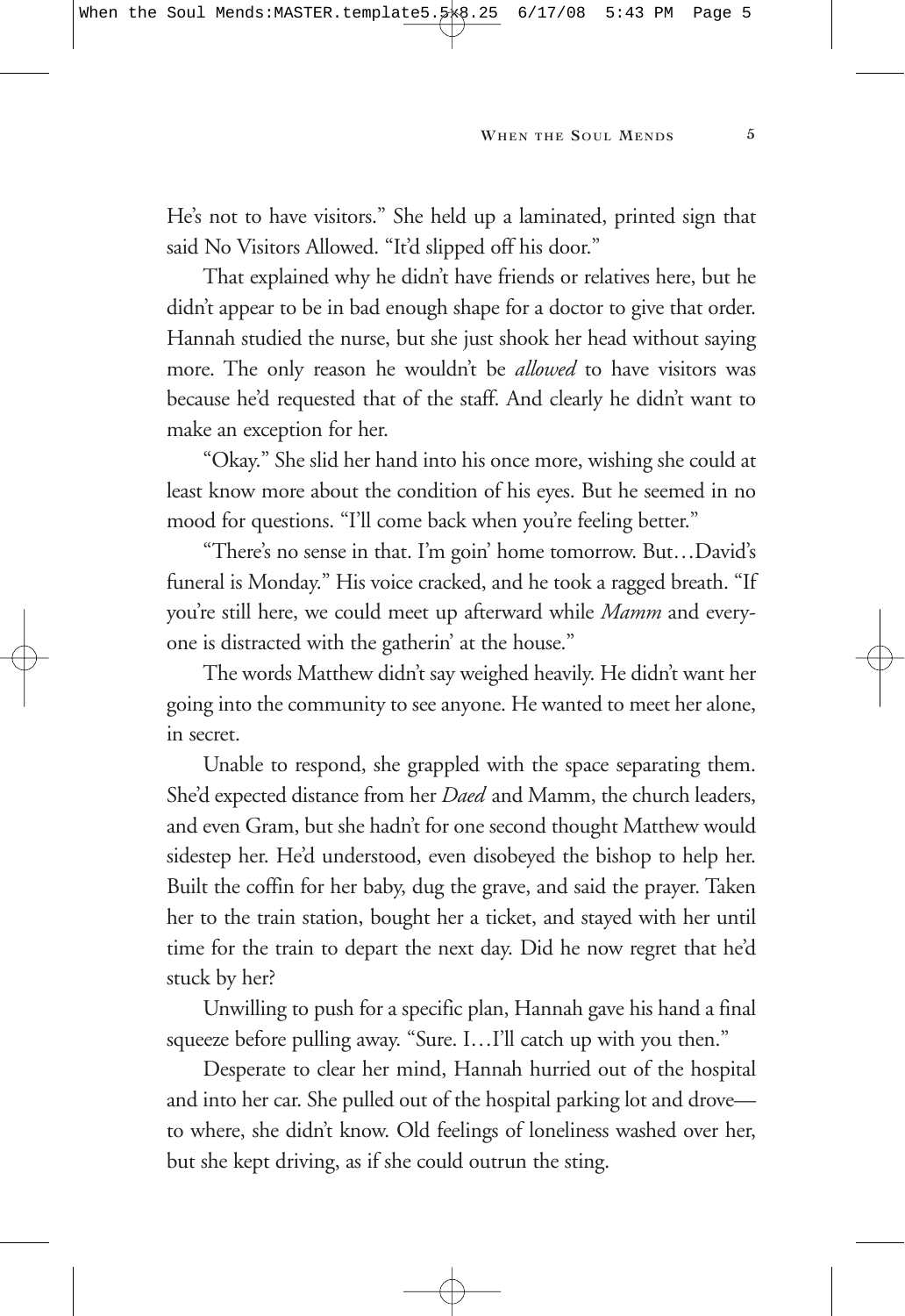He's not to have visitors." She held up a laminated, printed sign that said No Visitors Allowed. "It'd slipped off his door."

That explained why he didn't have friends or relatives here, but he didn't appear to be in bad enough shape for a doctor to give that order. Hannah studied the nurse, but she just shook her head without saying more. The only reason he wouldn't be *allowed* to have visitors was because he'd requested that of the staff. And clearly he didn't want to make an exception for her.

"Okay." She slid her hand into his once more, wishing she could at least know more about the condition of his eyes. But he seemed in no mood for questions. "I'll come back when you're feeling better."

"There's no sense in that. I'm goin' home tomorrow. But…David's funeral is Monday." His voice cracked, and he took a ragged breath. "If you're still here, we could meet up afterward while *Mamm* and everyone is distracted with the gatherin' at the house."

The words Matthew didn't say weighed heavily. He didn't want her going into the community to see anyone. He wanted to meet her alone, in secret.

Unable to respond, she grappled with the space separating them. She'd expected distance from her *Daed* and Mamm, the church leaders, and even Gram, but she hadn't for one second thought Matthew would sidestep her. He'd understood, even disobeyed the bishop to help her. Built the coffin for her baby, dug the grave, and said the prayer. Taken her to the train station, bought her a ticket, and stayed with her until time for the train to depart the next day. Did he now regret that he'd stuck by her?

Unwilling to push for a specific plan, Hannah gave his hand a final squeeze before pulling away. "Sure. I…I'll catch up with you then."

Desperate to clear her mind, Hannah hurried out of the hospital and into her car. She pulled out of the hospital parking lot and drove—to where, she didn't know. Old feelings of loneliness washed over her, but she kept driving, as if she could outrun the sting.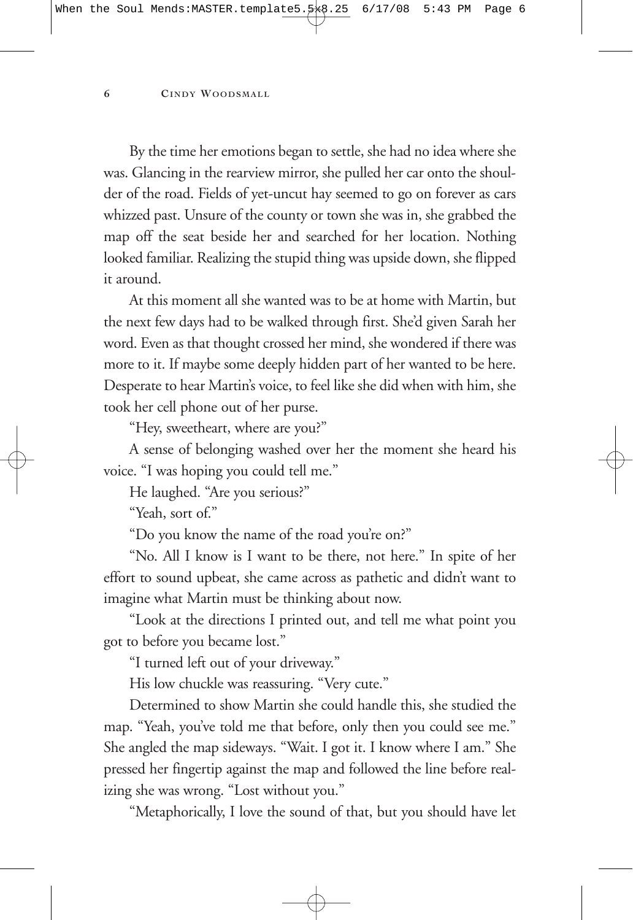By the time her emotions began to settle, she had no idea where she was. Glancing in the rearview mirror, she pulled her car onto the shoulder of the road. Fields of yet-uncut hay seemed to go on forever as cars whizzed past. Unsure of the county or town she was in, she grabbed the map off the seat beside her and searched for her location. Nothing looked familiar. Realizing the stupid thing was upside down, she flipped it around.

At this moment all she wanted was to be at home with Martin, but the next few days had to be walked through first. She'd given Sarah her word. Even as that thought crossed her mind, she wondered if there was more to it. If maybe some deeply hidden part of her wanted to be here. Desperate to hear Martin's voice, to feel like she did when with him, she took her cell phone out of her purse.

"Hey, sweetheart, where are you?"

A sense of belonging washed over her the moment she heard his voice. "I was hoping you could tell me."

He laughed. "Are you serious?"

"Yeah, sort of."

"Do you know the name of the road you're on?"

"No. All I know is I want to be there, not here." In spite of her effort to sound upbeat, she came across as pathetic and didn't want to imagine what Martin must be thinking about now.

"Look at the directions I printed out, and tell me what point you got to before you became lost."

"I turned left out of your driveway."

His low chuckle was reassuring. "Very cute."

Determined to show Martin she could handle this, she studied the map. "Yeah, you've told me that before, only then you could see me." She angled the map sideways. "Wait. I got it. I know where I am." She pressed her fingertip against the map and followed the line before realizing she was wrong. "Lost without you."

"Metaphorically, I love the sound of that, but you should have let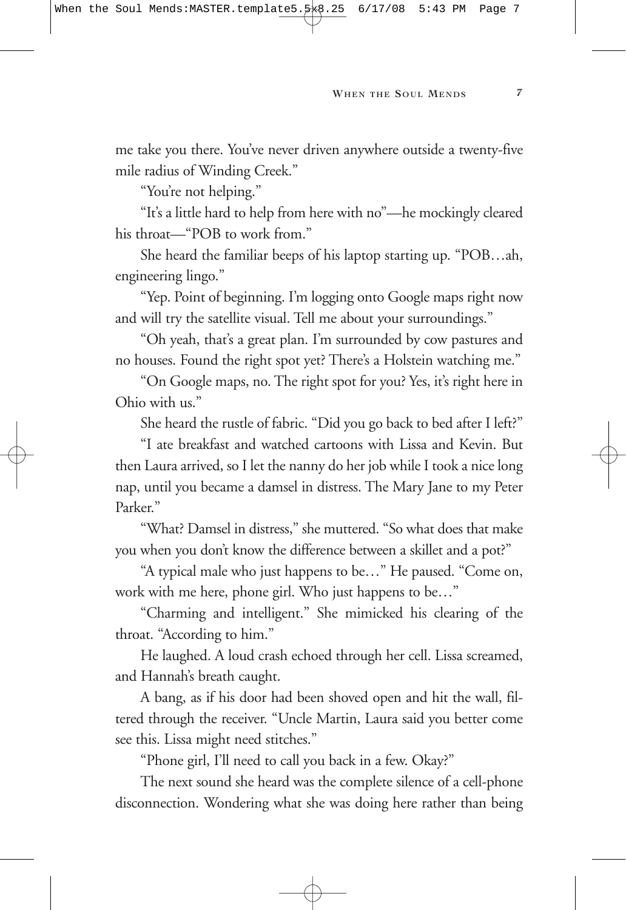me take you there. You've never driven anywhere outside a twenty-five mile radius of Winding Creek."

"You're not helping."

"It's a little hard to help from here with no"—he mockingly cleared his throat—"POB to work from."

She heard the familiar beeps of his laptop starting up. "POB…ah, engineering lingo."

"Yep. Point of beginning. I'm logging onto Google maps right now and will try the satellite visual. Tell me about your surroundings."

"Oh yeah, that's a great plan. I'm surrounded by cow pastures and no houses. Found the right spot yet? There's a Holstein watching me."

"On Google maps, no. The right spot for you? Yes, it's right here in Ohio with us."

She heard the rustle of fabric. "Did you go back to bed after I left?"

"I ate breakfast and watched cartoons with Lissa and Kevin. But then Laura arrived, so I let the nanny do her job while I took a nice long nap, until you became a damsel in distress. The Mary Jane to my Peter Parker."

"What? Damsel in distress," she muttered. "So what does that make you when you don't know the difference between a skillet and a pot?"

"A typical male who just happens to be…" He paused. "Come on, work with me here, phone girl. Who just happens to be…"

"Charming and intelligent." She mimicked his clearing of the throat. "According to him."

He laughed. A loud crash echoed through her cell. Lissa screamed, and Hannah's breath caught.

A bang, as if his door had been shoved open and hit the wall, filtered through the receiver. "Uncle Martin, Laura said you better come see this. Lissa might need stitches."

"Phone girl, I'll need to call you back in a few. Okay?"

The next sound she heard was the complete silence of a cell-phone disconnection. Wondering what she was doing here rather than being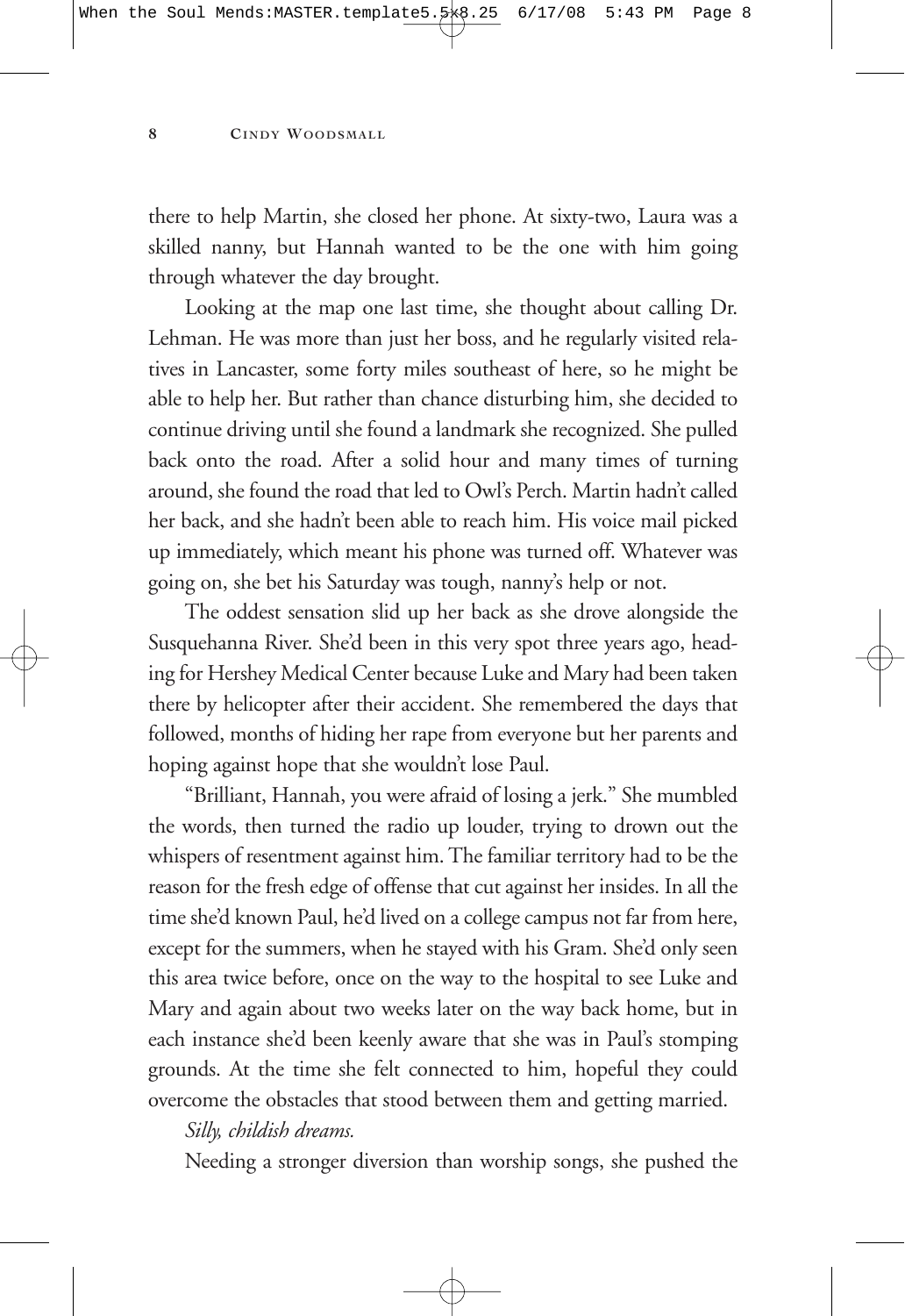there to help Martin, she closed her phone. At sixty-two, Laura was a skilled nanny, but Hannah wanted to be the one with him going through whatever the day brought.

Looking at the map one last time, she thought about calling Dr. Lehman. He was more than just her boss, and he regularly visited relatives in Lancaster, some forty miles southeast of here, so he might be able to help her. But rather than chance disturbing him, she decided to continue driving until she found a landmark she recognized. She pulled back onto the road. After a solid hour and many times of turning around, she found the road that led to Owl's Perch. Martin hadn't called her back, and she hadn't been able to reach him. His voice mail picked up immediately, which meant his phone was turned off. Whatever was going on, she bet his Saturday was tough, nanny's help or not.

The oddest sensation slid up her back as she drove alongside the Susquehanna River. She'd been in this very spot three years ago, heading for Hershey Medical Center because Luke and Mary had been taken there by helicopter after their accident. She remembered the days that followed, months of hiding her rape from everyone but her parents and hoping against hope that she wouldn't lose Paul.

"Brilliant, Hannah, you were afraid of losing a jerk." She mumbled the words, then turned the radio up louder, trying to drown out the whispers of resentment against him. The familiar territory had to be the reason for the fresh edge of offense that cut against her insides. In all the time she'd known Paul, he'd lived on a college campus not far from here, except for the summers, when he stayed with his Gram. She'd only seen this area twice before, once on the way to the hospital to see Luke and Mary and again about two weeks later on the way back home, but in each instance she'd been keenly aware that she was in Paul's stomping grounds. At the time she felt connected to him, hopeful they could overcome the obstacles that stood between them and getting married.

*Silly, childish dreams.*

Needing a stronger diversion than worship songs, she pushed the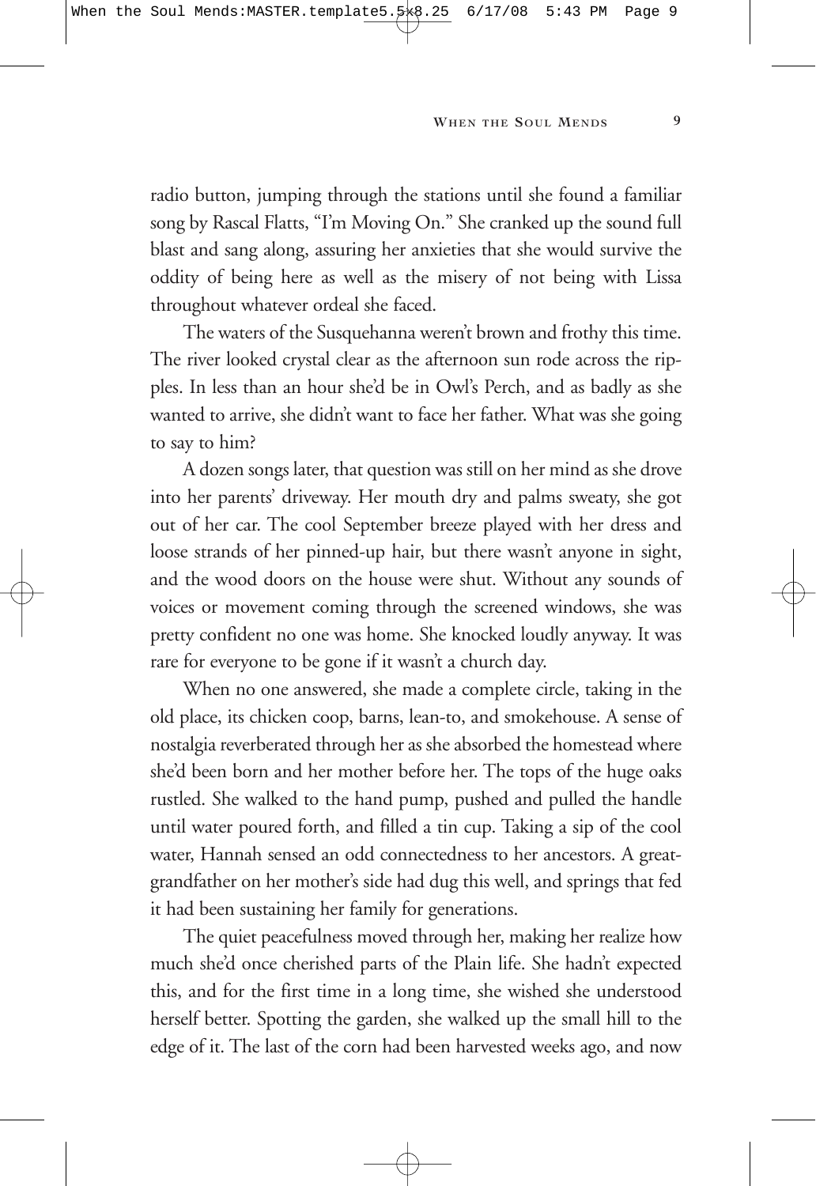radio button, jumping through the stations until she found a familiar song by Rascal Flatts, "I'm Moving On." She cranked up the sound full blast and sang along, assuring her anxieties that she would survive the oddity of being here as well as the misery of not being with Lissa throughout whatever ordeal she faced.

The waters of the Susquehanna weren't brown and frothy this time. The river looked crystal clear as the afternoon sun rode across the ripples. In less than an hour she'd be in Owl's Perch, and as badly as she wanted to arrive, she didn't want to face her father. What was she going to say to him?

A dozen songs later, that question was still on her mind as she drove into her parents' driveway. Her mouth dry and palms sweaty, she got out of her car. The cool September breeze played with her dress and loose strands of her pinned-up hair, but there wasn't anyone in sight, and the wood doors on the house were shut. Without any sounds of voices or movement coming through the screened windows, she was pretty confident no one was home. She knocked loudly anyway. It was rare for everyone to be gone if it wasn't a church day.

When no one answered, she made a complete circle, taking in the old place, its chicken coop, barns, lean-to, and smokehouse. A sense of nostalgia reverberated through her as she absorbed the homestead where she'd been born and her mother before her. The tops of the huge oaks rustled. She walked to the hand pump, pushed and pulled the handle until water poured forth, and filled a tin cup. Taking a sip of the cool water, Hannah sensed an odd connectedness to her ancestors. A great-grandfather on her mother's side had dug this well, and springs that fed it had been sustaining her family for generations.

The quiet peacefulness moved through her, making her realize how much she'd once cherished parts of the Plain life. She hadn't expected this, and for the first time in a long time, she wished she understood herself better. Spotting the garden, she walked up the small hill to the edge of it. The last of the corn had been harvested weeks ago, and now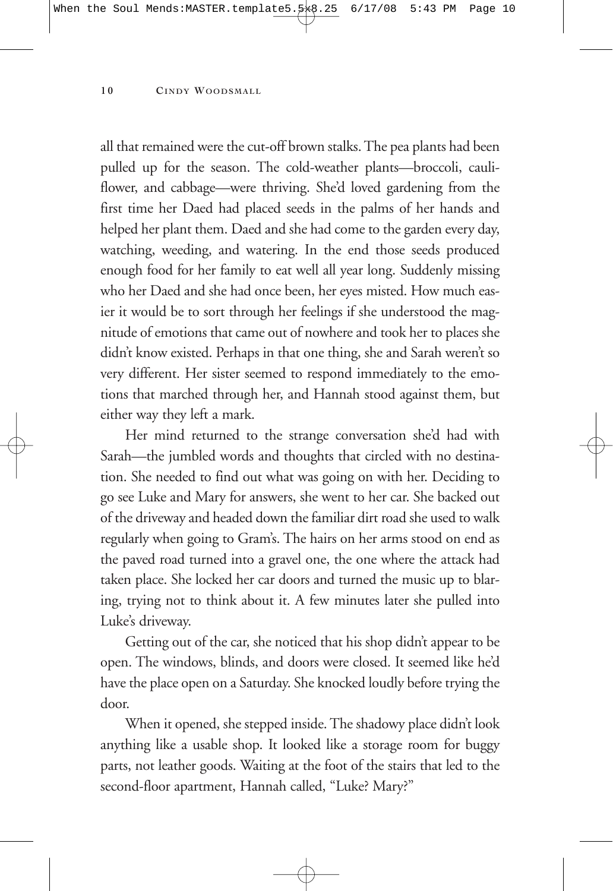all that remained were the cut-off brown stalks. The pea plants had been pulled up for the season. The cold-weather plants—broccoli, cauliflower, and cabbage—were thriving. She'd loved gardening from the first time her Daed had placed seeds in the palms of her hands and helped her plant them. Daed and she had come to the garden every day, watching, weeding, and watering. In the end those seeds produced enough food for her family to eat well all year long. Suddenly missing who her Daed and she had once been, her eyes misted. How much easier it would be to sort through her feelings if she understood the magnitude of emotions that came out of nowhere and took her to places she didn't know existed. Perhaps in that one thing, she and Sarah weren't so very different. Her sister seemed to respond immediately to the emotions that marched through her, and Hannah stood against them, but either way they left a mark.

Her mind returned to the strange conversation she'd had with Sarah—the jumbled words and thoughts that circled with no destination. She needed to find out what was going on with her. Deciding to go see Luke and Mary for answers, she went to her car. She backed out of the driveway and headed down the familiar dirt road she used to walk regularly when going to Gram's. The hairs on her arms stood on end as the paved road turned into a gravel one, the one where the attack had taken place. She locked her car doors and turned the music up to blaring, trying not to think about it. A few minutes later she pulled into Luke's driveway.

Getting out of the car, she noticed that his shop didn't appear to be open. The windows, blinds, and doors were closed. It seemed like he'd have the place open on a Saturday. She knocked loudly before trying the door.

When it opened, she stepped inside. The shadowy place didn't look anything like a usable shop. It looked like a storage room for buggy parts, not leather goods. Waiting at the foot of the stairs that led to the second-floor apartment, Hannah called, "Luke? Mary?"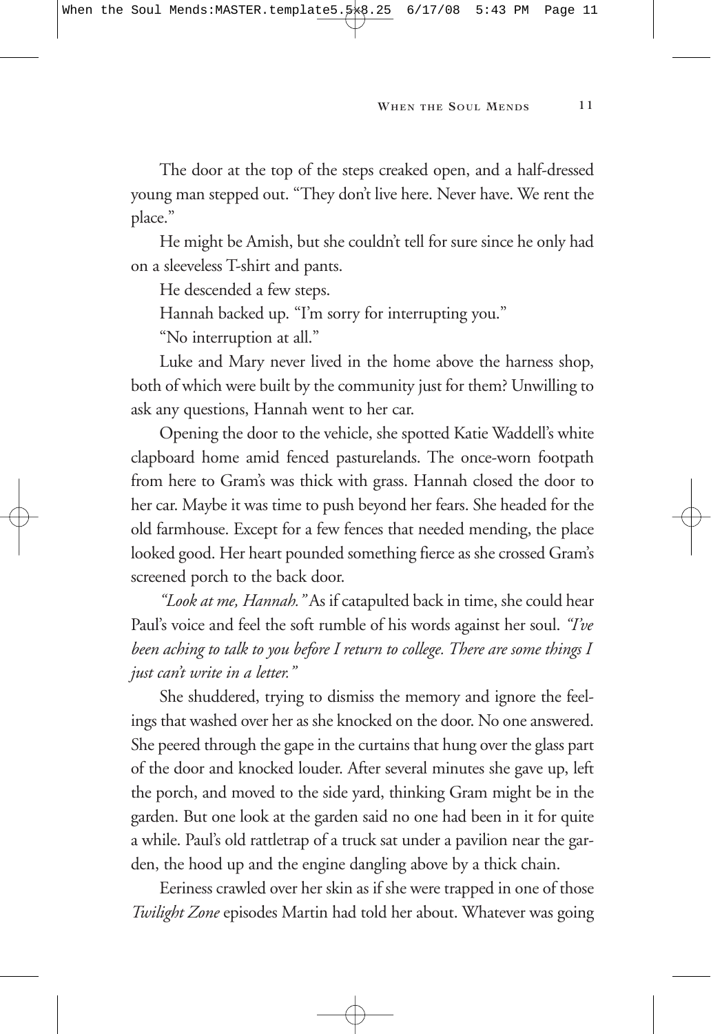The door at the top of the steps creaked open, and a half-dressed young man stepped out. "They don't live here. Never have. We rent the place."

He might be Amish, but she couldn't tell for sure since he only had on a sleeveless T-shirt and pants.

He descended a few steps.

Hannah backed up. "I'm sorry for interrupting you."

"No interruption at all."

Luke and Mary never lived in the home above the harness shop, both of which were built by the community just for them? Unwilling to ask any questions, Hannah went to her car.

Opening the door to the vehicle, she spotted Katie Waddell's white clapboard home amid fenced pasturelands. The once-worn footpath from here to Gram's was thick with grass. Hannah closed the door to her car. Maybe it was time to push beyond her fears. She headed for the old farmhouse. Except for a few fences that needed mending, the place looked good. Her heart pounded something fierce as she crossed Gram's screened porch to the back door.

*"Look at me, Hannah."* As if catapulted back in time, she could hear Paul's voice and feel the soft rumble of his words against her soul. *"I've been aching to talk to you before I return to college. There are some things I just can't write in a letter."*

She shuddered, trying to dismiss the memory and ignore the feelings that washed over her as she knocked on the door. No one answered. She peered through the gape in the curtains that hung over the glass part of the door and knocked louder. After several minutes she gave up, left the porch, and moved to the side yard, thinking Gram might be in the garden. But one look at the garden said no one had been in it for quite a while. Paul's old rattletrap of a truck sat under a pavilion near the garden, the hood up and the engine dangling above by a thick chain.

Eeriness crawled over her skin as if she were trapped in one of those *Twilight Zone* episodes Martin had told her about. Whatever was going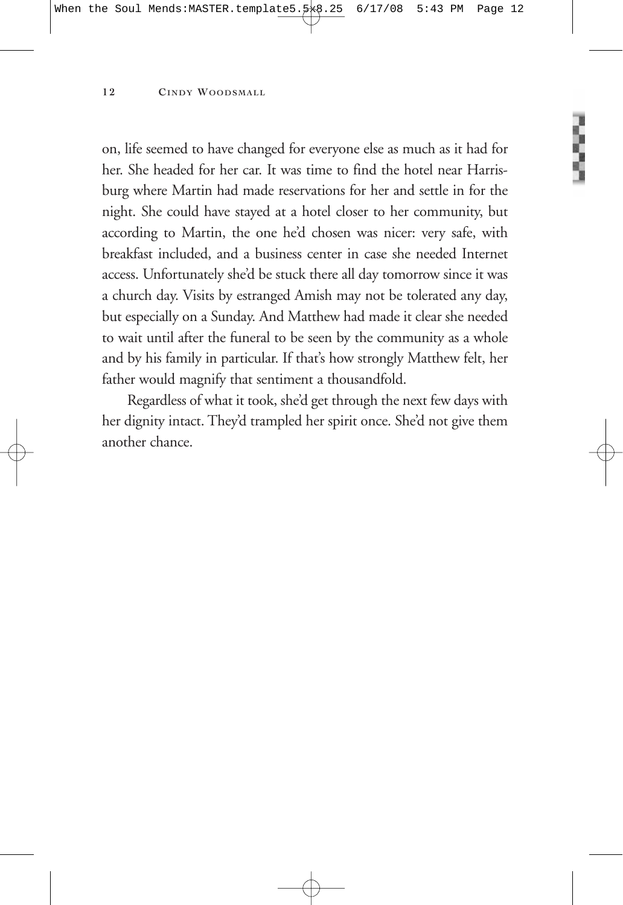on, life seemed to have changed for everyone else as much as it had for her. She headed for her car. It was time to find the hotel near Harrisburg where Martin had made reservations for her and settle in for the night. She could have stayed at a hotel closer to her community, but according to Martin, the one he'd chosen was nicer: very safe, with breakfast included, and a business center in case she needed Internet access. Unfortunately she'd be stuck there all day tomorrow since it was a church day. Visits by estranged Amish may not be tolerated any day, but especially on a Sunday. And Matthew had made it clear she needed to wait until after the funeral to be seen by the community as a whole and by his family in particular. If that's how strongly Matthew felt, her father would magnify that sentiment a thousandfold.

Regardless of what it took, she'd get through the next few days with her dignity intact. They'd trampled her spirit once. She'd not give them another chance.